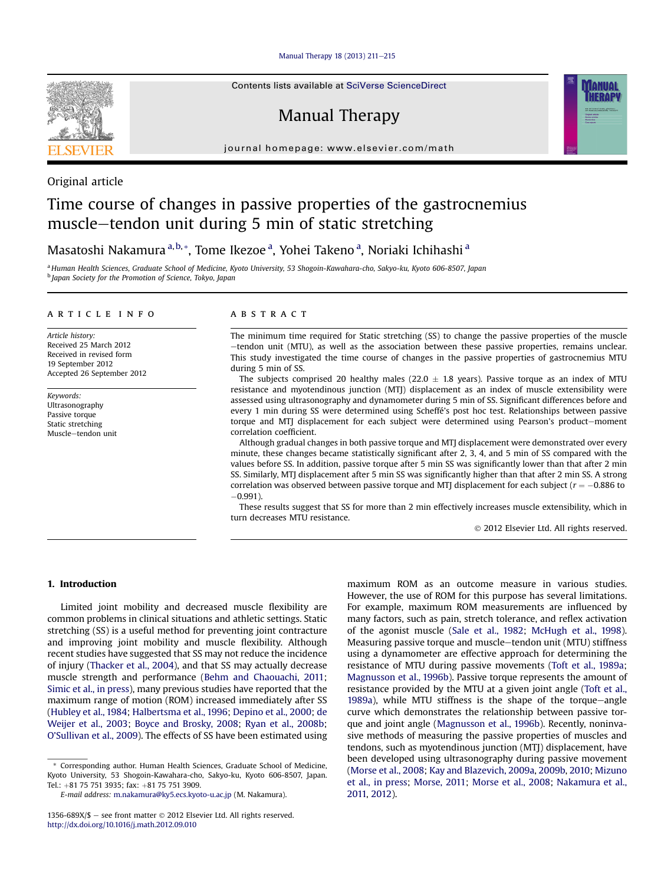Original article

# Time course of changes in passive properties of the gastrocnemius muscle–tendon unit during 5 min of static stretching

Masatoshi Nakamura [a,b,*], Tome Ikezoe [a], Yohei Takeno [a], Noriaki Ichihashi [a]

[a] Human Health Sciences, Graduate School of Medicine, Kyoto University, 53 Shogoin-Kawahara-cho, Sakyo-ku, Kyoto 606-8507, Japan
[b] Japan Society for the Promotion of Science, Tokyo, Japan

## ARTICLE INFO

*Article history:*
Received 25 March 2012
Received in revised form
19 September 2012
Accepted 26 September 2012

*Keywords:*
Ultrasonography
Passive torque
Static stretching
Muscle–tendon unit

## ABSTRACT

The minimum time required for Static stretching (SS) to change the passive properties of the muscle–tendon unit (MTU), as well as the association between these passive properties, remains unclear. This study investigated the time course of changes in the passive properties of gastrocnemius MTU during 5 min of SS.

The subjects comprised 20 healthy males (22.0 ± 1.8 years). Passive torque as an index of MTU resistance and myotendinous junction (MTJ) displacement as an index of muscle extensibility were assessed using ultrasonography and dynamometer during 5 min of SS. Significant differences before and every 1 min during SS were determined using Scheffé's post hoc test. Relationships between passive torque and MTJ displacement for each subject were determined using Pearson's product–moment correlation coefficient.

Although gradual changes in both passive torque and MTJ displacement were demonstrated over every minute, these changes became statistically significant after 2, 3, 4, and 5 min of SS compared with the values before SS. In addition, passive torque after 5 min SS was significantly lower than that after 2 min SS. Similarly, MTJ displacement after 5 min SS was significantly higher than that after 2 min SS. A strong correlation was observed between passive torque and MTJ displacement for each subject ($r = -0.886$ to $-0.991$).

These results suggest that SS for more than 2 min effectively increases muscle extensibility, which in turn decreases MTU resistance.

© 2012 Elsevier Ltd. All rights reserved.

## 1. Introduction

Limited joint mobility and decreased muscle flexibility are common problems in clinical situations and athletic settings. Static stretching (SS) is a useful method for preventing joint contracture and improving joint mobility and muscle flexibility. Although recent studies have suggested that SS may not reduce the incidence of injury (Thacker et al., 2004), and that SS may actually decrease muscle strength and performance (Behm and Chaouachi, 2011; Simic et al., in press), many previous studies have reported that the maximum range of motion (ROM) increased immediately after SS (Hubley et al., 1984; Halbertsma et al., 1996; Depino et al., 2000; de Weijer et al., 2003; Boyce and Brosky, 2008; Ryan et al., 2008b; O'Sullivan et al., 2009). The effects of SS have been estimated using maximum ROM as an outcome measure in various studies. However, the use of ROM for this purpose has several limitations. For example, maximum ROM measurements are influenced by many factors, such as pain, stretch tolerance, and reflex activation of the agonist muscle (Sale et al., 1982; McHugh et al., 1998). Measuring passive torque and muscle–tendon unit (MTU) stiffness using a dynamometer are effective approach for determining the resistance of MTU during passive movements (Toft et al., 1989a; Magnusson et al., 1996b). Passive torque represents the amount of resistance provided by the MTU at a given joint angle (Toft et al., 1989a), while MTU stiffness is the shape of the torque–angle curve which demonstrates the relationship between passive torque and joint angle (Magnusson et al., 1996b). Recently, noninvasive methods of measuring the passive properties of muscles and tendons, such as myotendinous junction (MTJ) displacement, have been developed using ultrasonography during passive movement (Morse et al., 2008; Kay and Blazevich, 2009a, 2009b, 2010; Mizuno et al., in press; Morse, 2011; Morse et al., 2008; Nakamura et al., 2011, 2012).

* Corresponding author. Human Health Sciences, Graduate School of Medicine, Kyoto University, 53 Shogoin-Kawahara-cho, Sakyo-ku, Kyoto 606-8507, Japan. Tel.: +81 75 751 3935; fax: +81 75 751 3909.
E-mail address: m.nakamura@ky5.ecs.kyoto-u.ac.jp (M. Nakamura).

1356-689X/$ – see front matter © 2012 Elsevier Ltd. All rights reserved.
http://dx.doi.org/10.1016/j.math.2012.09.010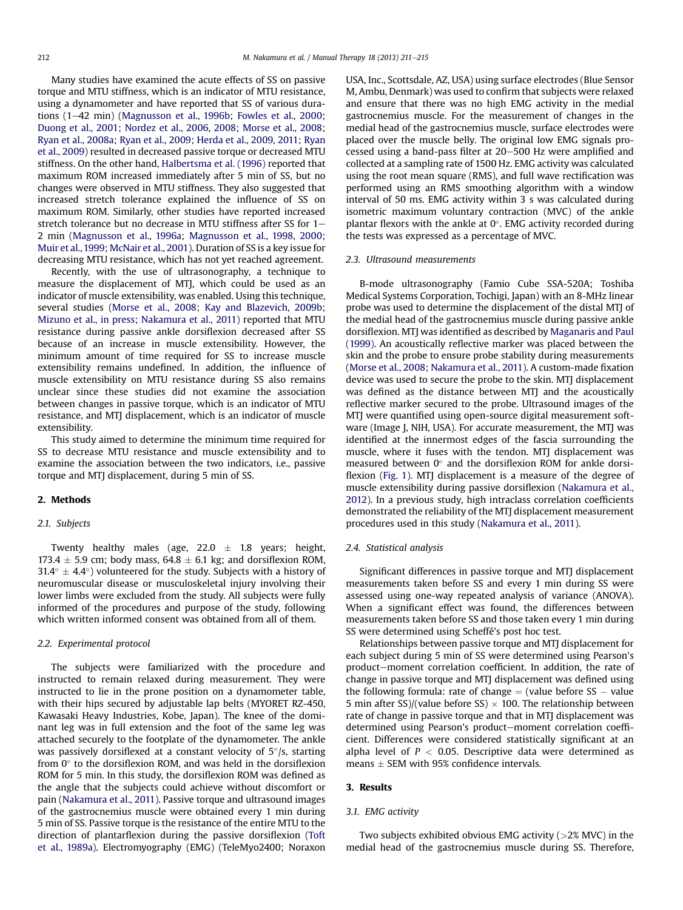Many studies have examined the acute effects of SS on passive torque and MTU stiffness, which is an indicator of MTU resistance, using a dynamometer and have reported that SS of various durations (1–42 min) (Magnusson et al., 1996b; Fowles et al., 2000; Duong et al., 2001; Nordez et al., 2006, 2008; Morse et al., 2008; Ryan et al., 2008a; Ryan et al., 2009; Herda et al., 2009, 2011; Ryan et al., 2009) resulted in decreased passive torque or decreased MTU stiffness. On the other hand, Halbertsma et al. (1996) reported that maximum ROM increased immediately after 5 min of SS, but no changes were observed in MTU stiffness. They also suggested that increased stretch tolerance explained the influence of SS on maximum ROM. Similarly, other studies have reported increased stretch tolerance but no decrease in MTU stiffness after SS for 1–2 min (Magnusson et al., 1996a; Magnusson et al., 1998, 2000; Muir et al., 1999; McNair et al., 2001). Duration of SS is a key issue for decreasing MTU resistance, which has not yet reached agreement.

Recently, with the use of ultrasonography, a technique to measure the displacement of MTJ, which could be used as an indicator of muscle extensibility, was enabled. Using this technique, several studies (Morse et al., 2008; Kay and Blazevich, 2009b; Mizuno et al., in press; Nakamura et al., 2011) reported that MTU resistance during passive ankle dorsiflexion decreased after SS because of an increase in muscle extensibility. However, the minimum amount of time required for SS to increase muscle extensibility remains undefined. In addition, the influence of muscle extensibility on MTU resistance during SS also remains unclear since these studies did not examine the association between changes in passive torque, which is an indicator of MTU resistance, and MTJ displacement, which is an indicator of muscle extensibility.

This study aimed to determine the minimum time required for SS to decrease MTU resistance and muscle extensibility and to examine the association between the two indicators, i.e., passive torque and MTJ displacement, during 5 min of SS.

## 2. Methods

### 2.1. Subjects

Twenty healthy males (age, 22.0 ± 1.8 years; height, 173.4 ± 5.9 cm; body mass, 64.8 ± 6.1 kg; and dorsiflexion ROM, 31.4° ± 4.4°) volunteered for the study. Subjects with a history of neuromuscular disease or musculoskeletal injury involving their lower limbs were excluded from the study. All subjects were fully informed of the procedures and purpose of the study, following which written informed consent was obtained from all of them.

### 2.2. Experimental protocol

The subjects were familiarized with the procedure and instructed to remain relaxed during measurement. They were instructed to lie in the prone position on a dynamometer table, with their hips secured by adjustable lap belts (MYORET RZ-450, Kawasaki Heavy Industries, Kobe, Japan). The knee of the dominant leg was in full extension and the foot of the same leg was attached securely to the footplate of the dynamometer. The ankle was passively dorsiflexed at a constant velocity of 5°/s, starting from 0° to the dorsiflexion ROM, and was held in the dorsiflexion ROM for 5 min. In this study, the dorsiflexion ROM was defined as the angle that the subjects could achieve without discomfort or pain (Nakamura et al., 2011). Passive torque and ultrasound images of the gastrocnemius muscle were obtained every 1 min during 5 min of SS. Passive torque is the resistance of the entire MTU to the direction of plantarflexion during the passive dorsiflexion (Toft et al., 1989a). Electromyography (EMG) (TeleMyo2400; Noraxon USA, Inc., Scottsdale, AZ, USA) using surface electrodes (Blue Sensor M, Ambu, Denmark) was used to confirm that subjects were relaxed and ensure that there was no high EMG activity in the medial gastrocnemius muscle. For the measurement of changes in the medial head of the gastrocnemius muscle, surface electrodes were placed over the muscle belly. The original low EMG signals processed using a band-pass filter at 20–500 Hz were amplified and collected at a sampling rate of 1500 Hz. EMG activity was calculated using the root mean square (RMS), and full wave rectification was performed using an RMS smoothing algorithm with a window interval of 50 ms. EMG activity within 3 s was calculated during isometric maximum voluntary contraction (MVC) of the ankle plantar flexors with the ankle at 0°. EMG activity recorded during the tests was expressed as a percentage of MVC.

### 2.3. Ultrasound measurements

B-mode ultrasonography (Famio Cube SSA-520A; Toshiba Medical Systems Corporation, Tochigi, Japan) with an 8-MHz linear probe was used to determine the displacement of the distal MTJ of the medial head of the gastrocnemius muscle during passive ankle dorsiflexion. MTJ was identified as described by Maganaris and Paul (1999). An acoustically reflective marker was placed between the skin and the probe to ensure probe stability during measurements (Morse et al., 2008; Nakamura et al., 2011). A custom-made fixation device was used to secure the probe to the skin. MTJ displacement was defined as the distance between MTJ and the acoustically reflective marker secured to the probe. Ultrasound images of the MTJ were quantified using open-source digital measurement software (Image J, NIH, USA). For accurate measurement, the MTJ was identified at the innermost edges of the fascia surrounding the muscle, where it fuses with the tendon. MTJ displacement was measured between 0° and the dorsiflexion ROM for ankle dorsiflexion (Fig. 1). MTJ displacement is a measure of the degree of muscle extensibility during passive dorsiflexion (Nakamura et al., 2012). In a previous study, high intraclass correlation coefficients demonstrated the reliability of the MTJ displacement measurement procedures used in this study (Nakamura et al., 2011).

### 2.4. Statistical analysis

Significant differences in passive torque and MTJ displacement measurements taken before SS and every 1 min during SS were assessed using one-way repeated analysis of variance (ANOVA). When a significant effect was found, the differences between measurements taken before SS and those taken every 1 min during SS were determined using Scheffé's post hoc test.

Relationships between passive torque and MTJ displacement for each subject during 5 min of SS were determined using Pearson's product–moment correlation coefficient. In addition, the rate of change in passive torque and MTJ displacement was defined using the following formula: rate of change = (value before SS − value 5 min after SS)/(value before SS) × 100. The relationship between rate of change in passive torque and that in MTJ displacement was determined using Pearson's product–moment correlation coefficient. Differences were considered statistically significant at an alpha level of $P < 0.05$. Descriptive data were determined as means ± SEM with 95% confidence intervals.

## 3. Results

### 3.1. EMG activity

Two subjects exhibited obvious EMG activity (>2% MVC) in the medial head of the gastrocnemius muscle during SS. Therefore,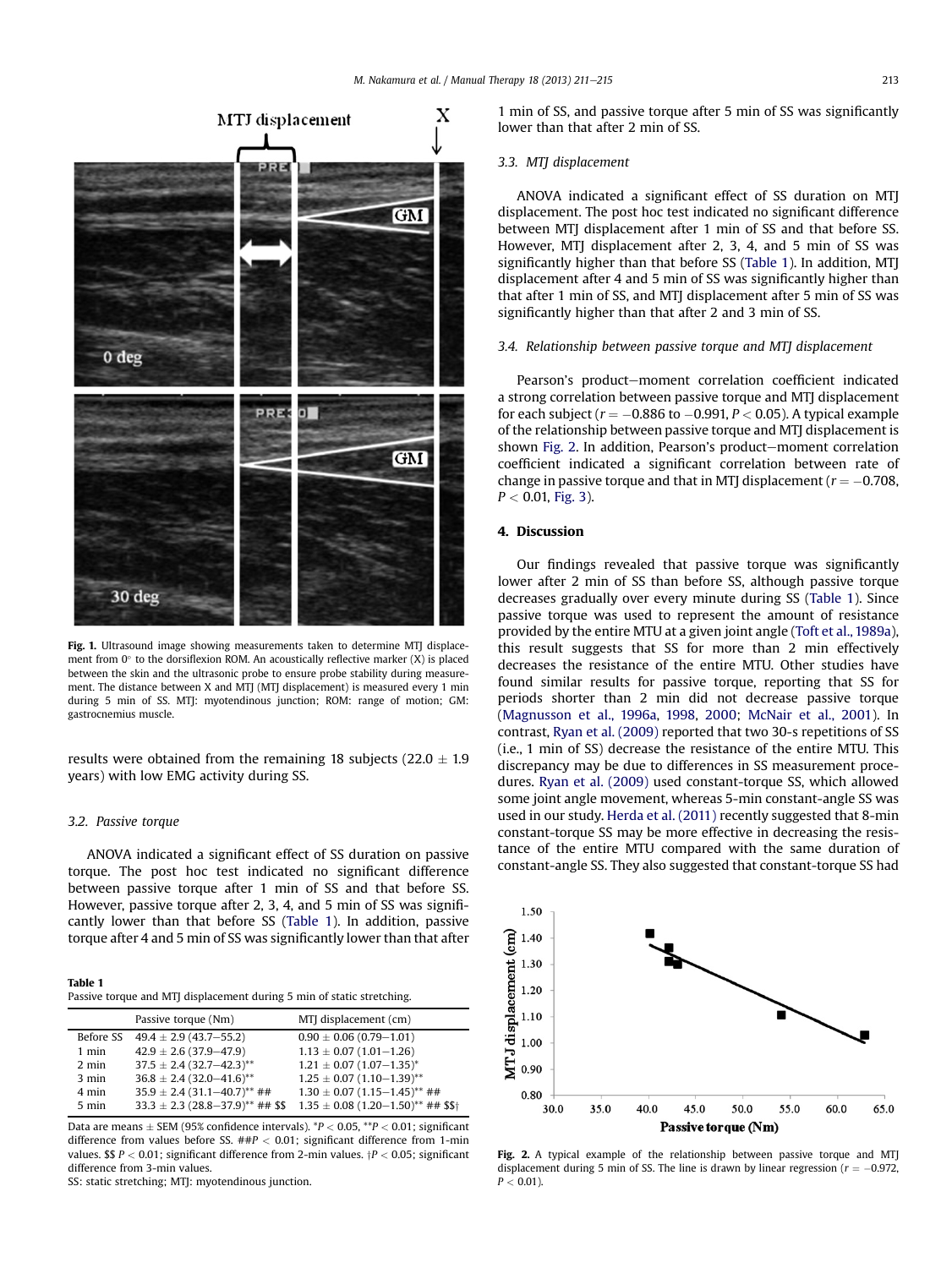Fig. 1. Ultrasound image showing measurements taken to determine MTJ displacement from 0° to the dorsiflexion ROM. An acoustically reflective marker (X) is placed between the skin and the ultrasonic probe to ensure probe stability during measurement. The distance between X and MTJ (MTJ displacement) is measured every 1 min during 5 min of SS. MTJ: myotendinous junction; ROM: range of motion; GM: gastrocnemius muscle.

results were obtained from the remaining 18 subjects (22.0 ± 1.9 years) with low EMG activity during SS.

### 3.2. Passive torque

ANOVA indicated a significant effect of SS duration on passive torque. The post hoc test indicated no significant difference between passive torque after 1 min of SS and that before SS. However, passive torque after 2, 3, 4, and 5 min of SS was significantly lower than that before SS (Table 1). In addition, passive torque after 4 and 5 min of SS was significantly lower than that after 1 min of SS, and passive torque after 5 min of SS was significantly lower than that after 2 min of SS.

**Table 1**
Passive torque and MTJ displacement during 5 min of static stretching.

| | Passive torque (Nm) | MTJ displacement (cm) |
|---|---|---|
| Before SS | 49.4 ± 2.9 (43.7–55.2) | 0.90 ± 0.06 (0.79–1.01) |
| 1 min | 42.9 ± 2.6 (37.9–47.9) | 1.13 ± 0.07 (1.01–1.26) |
| 2 min | 37.5 ± 2.4 (32.7–42.3)** | 1.21 ± 0.07 (1.07–1.35)* |
| 3 min | 36.8 ± 2.4 (32.0–41.6)** | 1.25 ± 0.07 (1.10–1.39)** |
| 4 min | 35.9 ± 2.4 (31.1–40.7)** ## | 1.30 ± 0.07 (1.15–1.45)** ## |
| 5 min | 33.3 ± 2.3 (28.8–37.9)** ## $$ | 1.35 ± 0.08 (1.20–1.50)** ## $$† |

Data are means ± SEM (95% confidence intervals). *$P < 0.05$, **$P < 0.01$; significant difference from values before SS. ##$P < 0.01$; significant difference from 1-min values. $$ $P < 0.01$; significant difference from 2-min values. †$P < 0.05$; significant difference from 3-min values.
SS: static stretching; MTJ: myotendinous junction.

### 3.3. MTJ displacement

ANOVA indicated a significant effect of SS duration on MTJ displacement. The post hoc test indicated no significant difference between MTJ displacement after 1 min of SS and that before SS. However, MTJ displacement after 2, 3, 4, and 5 min of SS was significantly higher than that before SS (Table 1). In addition, MTJ displacement after 4 and 5 min of SS was significantly higher than that after 1 min of SS, and MTJ displacement after 5 min of SS was significantly higher than that after 2 and 3 min of SS.

### 3.4. Relationship between passive torque and MTJ displacement

Pearson's product–moment correlation coefficient indicated a strong correlation between passive torque and MTJ displacement for each subject ($r = -0.886$ to $-0.991$, $P < 0.05$). A typical example of the relationship between passive torque and MTJ displacement is shown Fig. 2. In addition, Pearson's product–moment correlation coefficient indicated a significant correlation between rate of change in passive torque and that in MTJ displacement ($r = -0.708$, $P < 0.01$, Fig. 3).

## 4. Discussion

Our findings revealed that passive torque was significantly lower after 2 min of SS than before SS, although passive torque decreases gradually over every minute during SS (Table 1). Since passive torque was used to represent the amount of resistance provided by the entire MTU at a given joint angle (Toft et al., 1989a), this result suggests that SS for more than 2 min effectively decreases the resistance of the entire MTU. Other studies have found similar results for passive torque, reporting that SS for periods shorter than 2 min did not decrease passive torque (Magnusson et al., 1996a, 1998, 2000; McNair et al., 2001). In contrast, Ryan et al. (2009) reported that two 30-s repetitions of SS (i.e., 1 min of SS) decrease the resistance of the entire MTU. This discrepancy may be due to differences in SS measurement procedures. Ryan et al. (2009) used constant-torque SS, which allowed some joint angle movement, whereas 5-min constant-angle SS was used in our study. Herda et al. (2011) recently suggested that 8-min constant-torque SS may be more effective in decreasing the resistance of the entire MTU compared with the same duration of constant-angle SS. They also suggested that constant-torque SS had

Fig. 2. A typical example of the relationship between passive torque and MTJ displacement during 5 min of SS. The line is drawn by linear regression ($r = -0.972$, $P < 0.01$).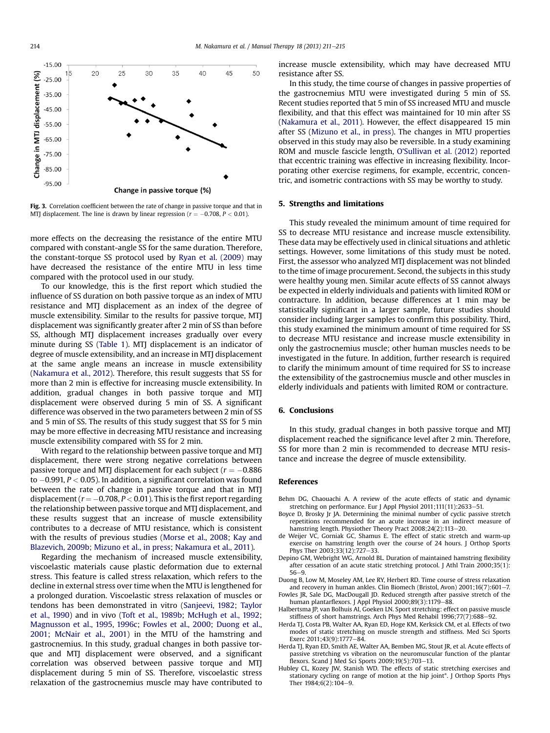Fig. 3. Correlation coefficient between the rate of change in passive torque and that in MTJ displacement. The line is drawn by linear regression ($r = -0.708$, $P < 0.01$).

more effects on the decreasing the resistance of the entire MTU compared with constant-angle SS for the same duration. Therefore, the constant-torque SS protocol used by Ryan et al. (2009) may have decreased the resistance of the entire MTU in less time compared with the protocol used in our study.

To our knowledge, this is the first report which studied the influence of SS duration on both passive torque as an index of MTU resistance and MTJ displacement as an index of the degree of muscle extensibility. Similar to the results for passive torque, MTJ displacement was significantly greater after 2 min of SS than before SS, although MTJ displacement increases gradually over every minute during SS (Table 1). MTJ displacement is an indicator of degree of muscle extensibility, and an increase in MTJ displacement at the same angle means an increase in muscle extensibility (Nakamura et al., 2012). Therefore, this result suggests that SS for more than 2 min is effective for increasing muscle extensibility. In addition, gradual changes in both passive torque and MTJ displacement were observed during 5 min of SS. A significant difference was observed in the two parameters between 2 min of SS and 5 min of SS. The results of this study suggest that SS for 5 min may be more effective in decreasing MTU resistance and increasing muscle extensibility compared with SS for 2 min.

With regard to the relationship between passive torque and MTJ displacement, there were strong negative correlations between passive torque and MTJ displacement for each subject ($r = -0.886$ to $-0.991$, $P < 0.05$). In addition, a significant correlation was found between the rate of change in passive torque and that in MTJ displacement ($r = -0.708$, $P < 0.01$). This is the first report regarding the relationship between passive torque and MTJ displacement, and these results suggest that an increase of muscle extensibility contributes to a decrease of MTU resistance, which is consistent with the results of previous studies (Morse et al., 2008; Kay and Blazevich, 2009b; Mizuno et al., in press; Nakamura et al., 2011).

Regarding the mechanism of increased muscle extensibility, viscoelastic materials cause plastic deformation due to external stress. This feature is called stress relaxation, which refers to the decline in external stress over time when the MTU is lengthened for a prolonged duration. Viscoelastic stress relaxation of muscles or tendons has been demonstrated in vitro (Sanjeevi, 1982; Taylor et al., 1990) and in vivo (Toft et al., 1989b; McHugh et al., 1992; Magnusson et al., 1995, 1996c; Fowles et al., 2000; Duong et al., 2001; McNair et al., 2001) in the MTU of the hamstring and gastrocnemius. In this study, gradual changes in both passive torque and MTJ displacement were observed, and a significant correlation was observed between passive torque and MTJ displacement during 5 min of SS. Therefore, viscoelastic stress relaxation of the gastrocnemius muscle may have contributed to increase muscle extensibility, which may have decreased MTU resistance after SS.

In this study, the time course of changes in passive properties of the gastrocnemius MTU were investigated during 5 min of SS. Recent studies reported that 5 min of SS increased MTU and muscle flexibility, and that this effect was maintained for 10 min after SS (Nakamura et al., 2011). However, the effect disappeared 15 min after SS (Mizuno et al., in press). The changes in MTU properties observed in this study may also be reversible. In a study examining ROM and muscle fascicle length, O'Sullivan et al. (2012) reported that eccentric training was effective in increasing flexibility. Incorporating other exercise regimens, for example, eccentric, concentric, and isometric contractions with SS may be worthy to study.

## 5. Strengths and limitations

This study revealed the minimum amount of time required for SS to decrease MTU resistance and increase muscle extensibility. These data may be effectively used in clinical situations and athletic settings. However, some limitations of this study must be noted. First, the assessor who analyzed MTJ displacement was not blinded to the time of image procurement. Second, the subjects in this study were healthy young men. Similar acute effects of SS cannot always be expected in elderly individuals and patients with limited ROM or contracture. In addition, because differences at 1 min may be statistically significant in a larger sample, future studies should consider including larger samples to confirm this possibility. Third, this study examined the minimum amount of time required for SS to decrease MTU resistance and increase muscle extensibility in only the gastrocnemius muscle; other human muscles needs to be investigated in the future. In addition, further research is required to clarify the minimum amount of time required for SS to increase the extensibility of the gastrocnemius muscle and other muscles in elderly individuals and patients with limited ROM or contracture.

## 6. Conclusions

In this study, gradual changes in both passive torque and MTJ displacement reached the significance level after 2 min. Therefore, SS for more than 2 min is recommended to decrease MTU resistance and increase the degree of muscle extensibility.

## References

Behm DG, Chaouachi A. A review of the acute effects of static and dynamic stretching on performance. Eur J Appl Physiol 2011;111(11):2633–51.

Boyce D, Brosky Jr JA. Determining the minimal number of cyclic passive stretch repetitions recommended for an acute increase in an indirect measure of hamstring length. Physiother Theory Pract 2008;24(2):113–20.

de Weijer VC, Gorniak GC, Shamus E. The effect of static stretch and warm-up exercise on hamstring length over the course of 24 hours. J Orthop Sports Phys Ther 2003;33(12):727–33.

Depino GM, Webright WG, Arnold BL. Duration of maintained hamstring flexibility after cessation of an acute static stretching protocol. J Athl Train 2000;35(1):56–9.

Duong B, Low M, Moseley AM, Lee RY, Herbert RD. Time course of stress relaxation and recovery in human ankles. Clin Biomech (Bristol, Avon) 2001;16(7):601–7.

Fowles JR, Sale DG, MacDougall JD. Reduced strength after passive stretch of the human plantarflexors. J Appl Physiol 2000;89(3):1179–88.

Halbertsma JP, van Bolhuis AI, Goeken LN. Sport stretching: effect on passive muscle stiffness of short hamstrings. Arch Phys Med Rehabil 1996;77(7):688–92.

Herda TJ, Costa PB, Walter AA, Ryan ED, Hoge KM, Kerksick CM, et al. Effects of two modes of static stretching on muscle strength and stiffness. Med Sci Sports Exerc 2011;43(9):1777–84.

Herda TJ, Ryan ED, Smith AE, Walter AA, Bemben MG, Stout JR, et al. Acute effects of passive stretching vs vibration on the neuromuscular function of the plantar flexors. Scand J Med Sci Sports 2009;19(5):703–13.

Hubley CL, Kozey JW, Stanish WD. The effects of static stretching exercises and stationary cycling on range of motion at the hip joint*. J Orthop Sports Phys Ther 1984;6(2):104–9.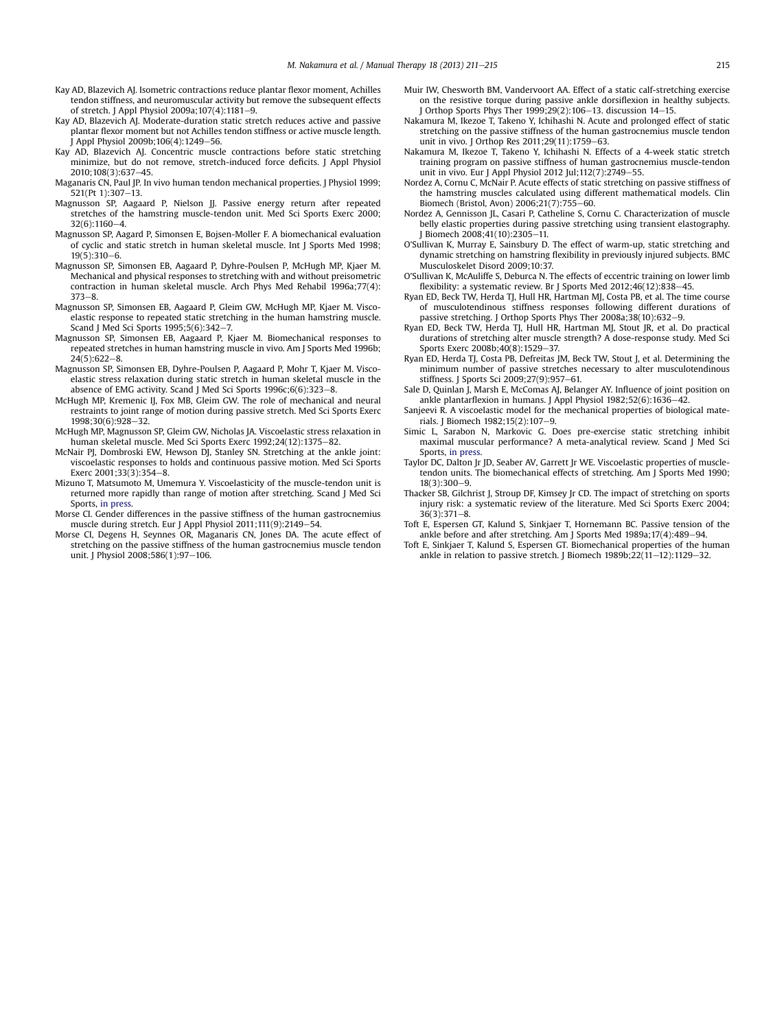Kay AD, Blazevich AJ. Isometric contractions reduce plantar flexor moment, Achilles tendon stiffness, and neuromuscular activity but remove the subsequent effects of stretch. J Appl Physiol 2009a;107(4):1181–9.

Kay AD, Blazevich AJ. Moderate-duration static stretch reduces active and passive plantar flexor moment but not Achilles tendon stiffness or active muscle length. J Appl Physiol 2009b;106(4):1249–56.

Kay AD, Blazevich AJ. Concentric muscle contractions before static stretching minimize, but do not remove, stretch-induced force deficits. J Appl Physiol 2010;108(3):637–45.

Maganaris CN, Paul JP. In vivo human tendon mechanical properties. J Physiol 1999; 521(Pt 1):307–13.

Magnusson SP, Aagaard P, Nielson JJ. Passive energy return after repeated stretches of the hamstring muscle-tendon unit. Med Sci Sports Exerc 2000; 32(6):1160–4.

Magnusson SP, Aagard P, Simonsen E, Bojsen-Moller F. A biomechanical evaluation of cyclic and static stretch in human skeletal muscle. Int J Sports Med 1998; 19(5):310–6.

Magnusson SP, Simonsen EB, Aagaard P, Dyhre-Poulsen P, McHugh MP, Kjaer M. Mechanical and physical responses to stretching with and without preisometric contraction in human skeletal muscle. Arch Phys Med Rehabil 1996a;77(4): 373–8.

Magnusson SP, Simonsen EB, Aagaard P, Gleim GW, McHugh MP, Kjaer M. Viscoelastic response to repeated static stretching in the human hamstring muscle. Scand J Med Sci Sports 1995;5(6):342–7.

Magnusson SP, Simonsen EB, Aagaard P, Kjaer M. Biomechanical responses to repeated stretches in human hamstring muscle in vivo. Am J Sports Med 1996b; 24(5):622–8.

Magnusson SP, Simonsen EB, Dyhre-Poulsen P, Aagaard P, Mohr T, Kjaer M. Viscoelastic stress relaxation during static stretch in human skeletal muscle in the absence of EMG activity. Scand J Med Sci Sports 1996c;6(6):323–8.

McHugh MP, Kremenic IJ, Fox MB, Gleim GW. The role of mechanical and neural restraints to joint range of motion during passive stretch. Med Sci Sports Exerc 1998;30(6):928–32.

McHugh MP, Magnusson SP, Gleim GW, Nicholas JA. Viscoelastic stress relaxation in human skeletal muscle. Med Sci Sports Exerc 1992;24(12):1375–82.

McNair PJ, Dombroski EW, Hewson DJ, Stanley SN. Stretching at the ankle joint: viscoelastic responses to holds and continuous passive motion. Med Sci Sports Exerc 2001;33(3):354–8.

Mizuno T, Matsumoto M, Umemura Y. Viscoelasticity of the muscle-tendon unit is returned more rapidly than range of motion after stretching. Scand J Med Sci Sports, in press.

Morse CI. Gender differences in the passive stiffness of the human gastrocnemius muscle during stretch. Eur J Appl Physiol 2011;111(9):2149–54.

Morse CI, Degens H, Seynnes OR, Maganaris CN, Jones DA. The acute effect of stretching on the passive stiffness of the human gastrocnemius muscle tendon unit. J Physiol 2008;586(1):97–106.

Muir IW, Chesworth BM, Vandervoort AA. Effect of a static calf-stretching exercise on the resistive torque during passive ankle dorsiflexion in healthy subjects. J Orthop Sports Phys Ther 1999;29(2):106–13. discussion 14–15.

Nakamura M, Ikezoe T, Takeno Y, Ichihashi N. Acute and prolonged effect of static stretching on the passive stiffness of the human gastrocnemius muscle tendon unit in vivo. J Orthop Res 2011;29(11):1759–63.

Nakamura M, Ikezoe T, Takeno Y, Ichihashi N. Effects of a 4-week static stretch training program on passive stiffness of human gastrocnemius muscle-tendon unit in vivo. Eur J Appl Physiol 2012 Jul;112(7):2749–55.

Nordez A, Cornu C, McNair P. Acute effects of static stretching on passive stiffness of the hamstring muscles calculated using different mathematical models. Clin Biomech (Bristol, Avon) 2006;21(7):755–60.

Nordez A, Gennisson JL, Casari P, Catheline S, Cornu C. Characterization of muscle belly elastic properties during passive stretching using transient elastography. J Biomech 2008;41(10):2305–11.

O'Sullivan K, Murray E, Sainsbury D. The effect of warm-up, static stretching and dynamic stretching on hamstring flexibility in previously injured subjects. BMC Musculoskelet Disord 2009;10:37.

O'Sullivan K, McAuliffe S, Deburca N. The effects of eccentric training on lower limb flexibility: a systematic review. Br J Sports Med 2012;46(12):838–45.

Ryan ED, Beck TW, Herda TJ, Hull HR, Hartman MJ, Costa PB, et al. The time course of musculotendinous stiffness responses following different durations of passive stretching. J Orthop Sports Phys Ther 2008a;38(10):632–9.

Ryan ED, Beck TW, Herda TJ, Hull HR, Hartman MJ, Stout JR, et al. Do practical durations of stretching alter muscle strength? A dose-response study. Med Sci Sports Exerc 2008b;40(8):1529–37.

Ryan ED, Herda TJ, Costa PB, Defreitas JM, Beck TW, Stout J, et al. Determining the minimum number of passive stretches necessary to alter musculotendinous stiffness. J Sports Sci 2009;27(9):957–61.

Sale D, Quinlan J, Marsh E, McComas AJ, Belanger AY. Influence of joint position on ankle plantarflexion in humans. J Appl Physiol 1982;52(6):1636–42.

Sanjeevi R. A viscoelastic model for the mechanical properties of biological materials. J Biomech 1982;15(2):107–9.

Simic L, Sarabon N, Markovic G. Does pre-exercise static stretching inhibit maximal muscular performance? A meta-analytical review. Scand J Med Sci Sports, in press.

Taylor DC, Dalton Jr JD, Seaber AV, Garrett Jr WE. Viscoelastic properties of muscle-tendon units. The biomechanical effects of stretching. Am J Sports Med 1990; 18(3):300–9.

Thacker SB, Gilchrist J, Stroup DF, Kimsey Jr CD. The impact of stretching on sports injury risk: a systematic review of the literature. Med Sci Sports Exerc 2004; 36(3):371–8.

Toft E, Espersen GT, Kalund S, Sinkjaer T, Hornemann BC. Passive tension of the ankle before and after stretching. Am J Sports Med 1989a;17(4):489–94.

Toft E, Sinkjaer T, Kalund S, Espersen GT. Biomechanical properties of the human ankle in relation to passive stretch. J Biomech 1989b;22(11–12):1129–32.